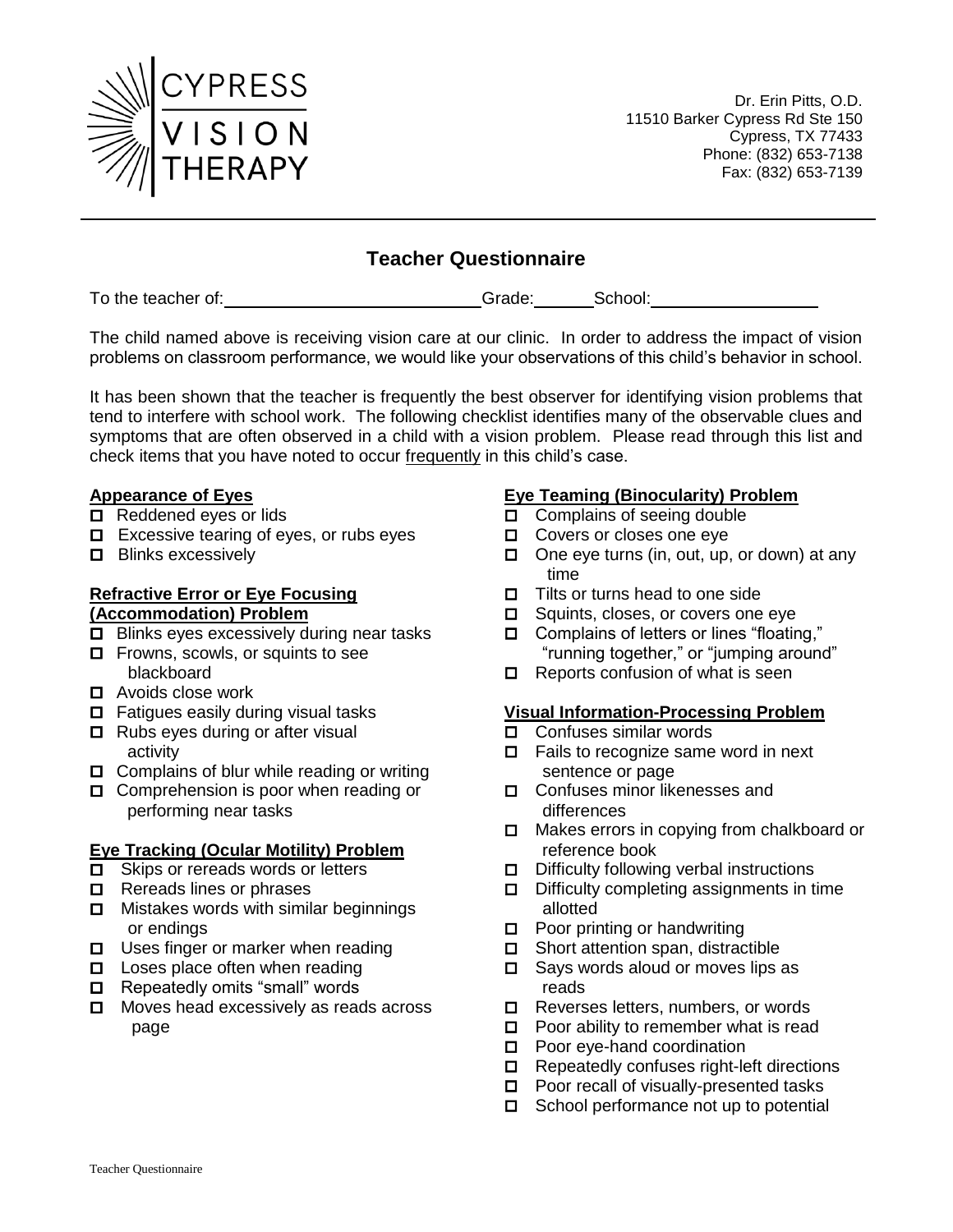CYPRESS VISION THERAPY

Dr. Erin Pitts, O.D.
11510 Barker Cypress Rd Ste 150
Cypress, TX 77433
Phone: (832) 653-7138
Fax: (832) 653-7139

---

## Teacher Questionnaire

To the teacher of: ______________________ Grade: ______ School: ________________

The child named above is receiving vision care at our clinic. In order to address the impact of vision problems on classroom performance, we would like your observations of this child's behavior in school.

It has been shown that the teacher is frequently the best observer for identifying vision problems that tend to interfere with school work. The following checklist identifies many of the observable clues and symptoms that are often observed in a child with a vision problem. Please read through this list and check items that you have noted to occur <u>frequently</u> in this child's case.

**<u>Appearance of Eyes</u>**

- ☐ Reddened eyes or lids
- ☐ Excessive tearing of eyes, or rubs eyes
- ☐ Blinks excessively

**<u>Refractive Error or Eye Focusing (Accommodation) Problem</u>**

- ☐ Blinks eyes excessively during near tasks
- ☐ Frowns, scowls, or squints to see blackboard
- ☐ Avoids close work
- ☐ Fatigues easily during visual tasks
- ☐ Rubs eyes during or after visual activity
- ☐ Complains of blur while reading or writing
- ☐ Comprehension is poor when reading or performing near tasks

**<u>Eye Tracking (Ocular Motility) Problem</u>**

- ☐ Skips or rereads words or letters
- ☐ Rereads lines or phrases
- ☐ Mistakes words with similar beginnings or endings
- ☐ Uses finger or marker when reading
- ☐ Loses place often when reading
- ☐ Repeatedly omits "small" words
- ☐ Moves head excessively as reads across page

**<u>Eye Teaming (Binocularity) Problem</u>**

- ☐ Complains of seeing double
- ☐ Covers or closes one eye
- ☐ One eye turns (in, out, up, or down) at any time
- ☐ Tilts or turns head to one side
- ☐ Squints, closes, or covers one eye
- ☐ Complains of letters or lines "floating," "running together," or "jumping around"
- ☐ Reports confusion of what is seen

**<u>Visual Information-Processing Problem</u>**

- ☐ Confuses similar words
- ☐ Fails to recognize same word in next sentence or page
- ☐ Confuses minor likenesses and differences
- ☐ Makes errors in copying from chalkboard or reference book
- ☐ Difficulty following verbal instructions
- ☐ Difficulty completing assignments in time allotted
- ☐ Poor printing or handwriting
- ☐ Short attention span, distractible
- ☐ Says words aloud or moves lips as reads
- ☐ Reverses letters, numbers, or words
- ☐ Poor ability to remember what is read
- ☐ Poor eye-hand coordination
- ☐ Repeatedly confuses right-left directions
- ☐ Poor recall of visually-presented tasks
- ☐ School performance not up to potential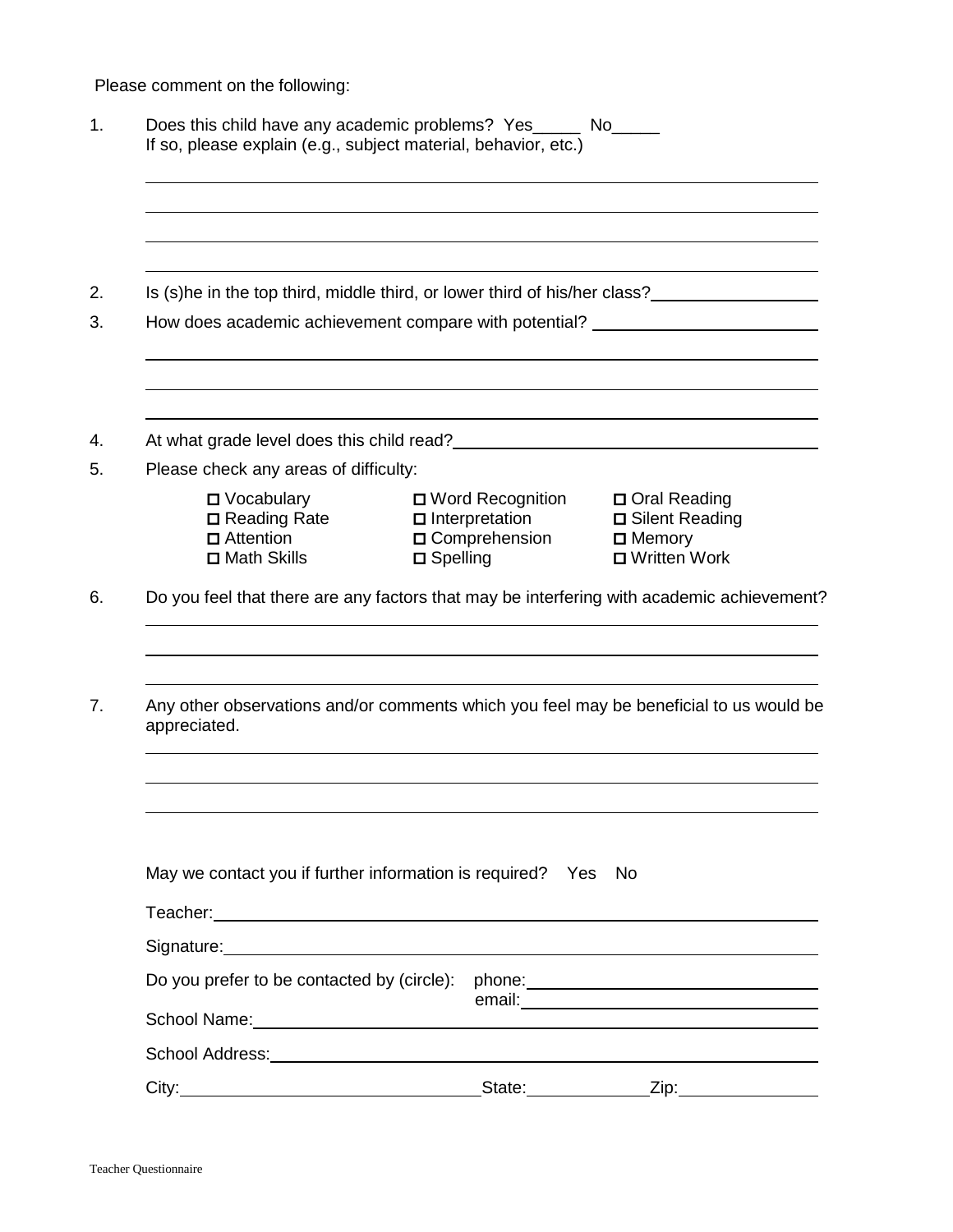Please comment on the following:

1. Does this child have any academic problems? Yes_____ No_____
   If so, please explain (e.g., subject material, behavior, etc.)

   ______________________________________________________________________

   ______________________________________________________________________

   ______________________________________________________________________

   ______________________________________________________________________

2. Is (s)he in the top third, middle third, or lower third of his/her class? ______________

3. How does academic achievement compare with potential? ____________________

   ______________________________________________________________________

   ______________________________________________________________________

   ______________________________________________________________________

4. At what grade level does this child read? ______________________________

5. Please check any areas of difficulty:

| | | |
|---|---|---|
| ☐ Vocabulary | ☐ Word Recognition | ☐ Oral Reading |
| ☐ Reading Rate | ☐ Interpretation | ☐ Silent Reading |
| ☐ Attention | ☐ Comprehension | ☐ Memory |
| ☐ Math Skills | ☐ Spelling | ☐ Written Work |

6. Do you feel that there are any factors that may be interfering with academic achievement?

   ______________________________________________________________________

   ______________________________________________________________________

   ______________________________________________________________________

7. Any other observations and/or comments which you feel may be beneficial to us would be appreciated.

   ______________________________________________________________________

   ______________________________________________________________________

   ______________________________________________________________________

May we contact you if further information is required? Yes No

Teacher: ______________________________________________________________

Signature: ____________________________________________________________

Do you prefer to be contacted by (circle): phone: ______________________
email: ______________________

School Name: _________________________________________________________

School Address: _______________________________________________________

City: ______________________ State: ____________ Zip: ______________

Teacher Questionnaire